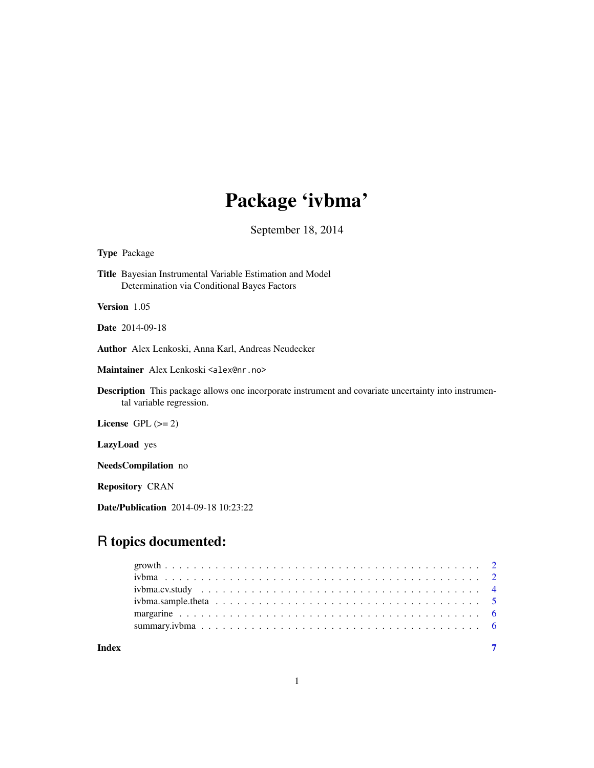# Package 'ivbma'

September 18, 2014

**Type** Package

**Title** Bayesian Instrumental Variable Estimation and Model Determination via Conditional Bayes Factors

**Version** 1.05

**Date** 2014-09-18

**Author** Alex Lenkoski, Anna Karl, Andreas Neudecker

**Maintainer** Alex Lenkoski <alex@nr.no>

**Description** This package allows one incorporate instrument and covariate uncertainty into instrumental variable regression.

**License** GPL (>= 2)

**LazyLoad** yes

**NeedsCompilation** no

**Repository** CRAN

**Date/Publication** 2014-09-18 10:23:22

## R topics documented:

- growth . . . . . . . . . . . . . . . . . . . . . . . . . . . . . . . . . . . . . . . . . . 2
- ivbma . . . . . . . . . . . . . . . . . . . . . . . . . . . . . . . . . . . . . . . . . . 2
- ivbma.cv.study . . . . . . . . . . . . . . . . . . . . . . . . . . . . . . . . . . . . . . 4
- ivbma.sample.theta . . . . . . . . . . . . . . . . . . . . . . . . . . . . . . . . . . . 5
- margarine . . . . . . . . . . . . . . . . . . . . . . . . . . . . . . . . . . . . . . . . 6
- summary.ivbma . . . . . . . . . . . . . . . . . . . . . . . . . . . . . . . . . . . . . 6

**Index** 7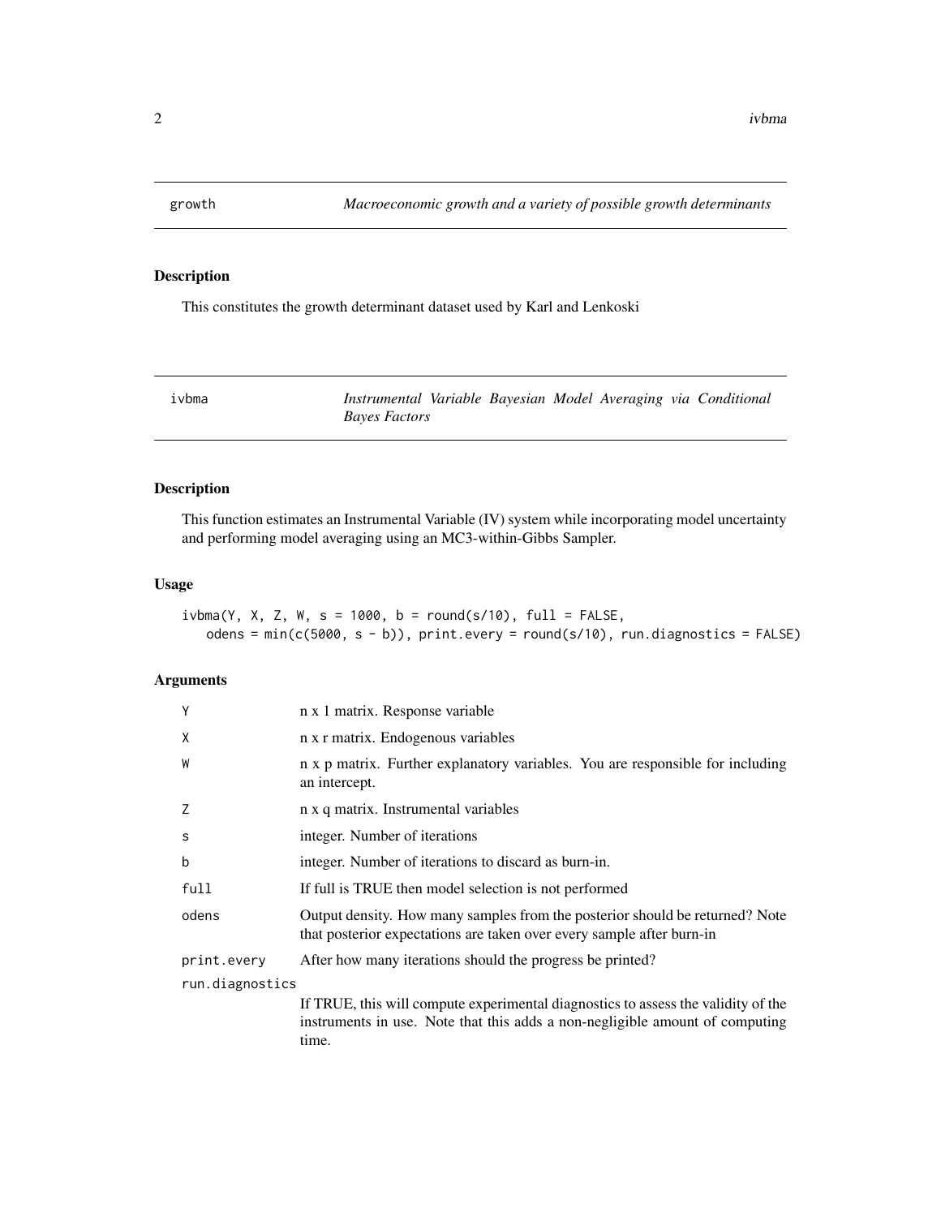## growth — *Macroeconomic growth and a variety of possible growth determinants*

### Description

This constitutes the growth determinant dataset used by Karl and Lenkoski

## ivbma — *Instrumental Variable Bayesian Model Averaging via Conditional Bayes Factors*

### Description

This function estimates an Instrumental Variable (IV) system while incorporating model uncertainty and performing model averaging using an MC3-within-Gibbs Sampler.

### Usage

```
ivbma(Y, X, Z, W, s = 1000, b = round(s/10), full = FALSE,
   odens = min(c(5000, s - b)), print.every = round(s/10), run.diagnostics = FALSE)
```

### Arguments

| Argument | Description |
|---|---|
| `Y` | n x 1 matrix. Response variable |
| `X` | n x r matrix. Endogenous variables |
| `W` | n x p matrix. Further explanatory variables. You are responsible for including an intercept. |
| `Z` | n x q matrix. Instrumental variables |
| `s` | integer. Number of iterations |
| `b` | integer. Number of iterations to discard as burn-in. |
| `full` | If full is TRUE then model selection is not performed |
| `odens` | Output density. How many samples from the posterior should be returned? Note that posterior expectations are taken over every sample after burn-in |
| `print.every` | After how many iterations should the progress be printed? |
| `run.diagnostics` | If TRUE, this will compute experimental diagnostics to assess the validity of the instruments in use. Note that this adds a non-negligible amount of computing time. |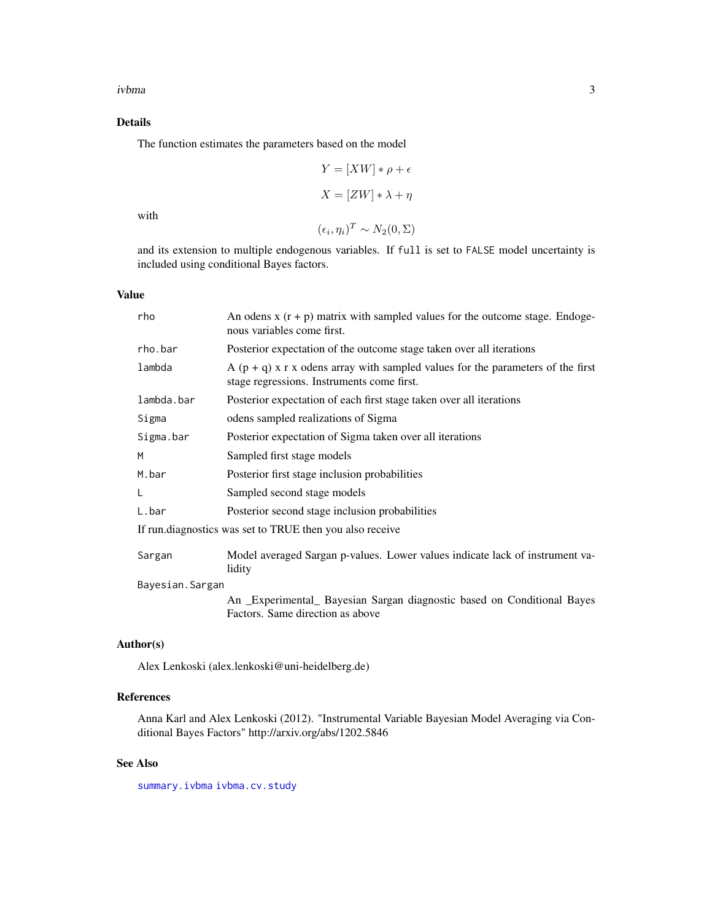## Details

The function estimates the parameters based on the model

$$Y = [XW] * \rho + \epsilon$$

$$X = [ZW] * \lambda + \eta$$

with

$$(\epsilon_i, \eta_i)^T \sim N_2(0, \Sigma)$$

and its extension to multiple endogenous variables. If `full` is set to `FALSE` model uncertainty is included using conditional Bayes factors.

## Value

| | |
|---|---|
| `rho` | An odens x (r + p) matrix with sampled values for the outcome stage. Endogenous variables come first. |
| `rho.bar` | Posterior expectation of the outcome stage taken over all iterations |
| `lambda` | A (p + q) x r x odens array with sampled values for the parameters of the first stage regressions. Instruments come first. |
| `lambda.bar` | Posterior expectation of each first stage taken over all iterations |
| `Sigma` | odens sampled realizations of Sigma |
| `Sigma.bar` | Posterior expectation of Sigma taken over all iterations |
| `M` | Sampled first stage models |
| `M.bar` | Posterior first stage inclusion probabilities |
| `L` | Sampled second stage models |
| `L.bar` | Posterior second stage inclusion probabilities |

If run.diagnostics was set to TRUE then you also receive

| | |
|---|---|
| `Sargan` | Model averaged Sargan p-values. Lower values indicate lack of instrument validity |
| `Bayesian.Sargan` | An _Experimental_ Bayesian Sargan diagnostic based on Conditional Bayes Factors. Same direction as above |

## Author(s)

Alex Lenkoski (alex.lenkoski@uni-heidelberg.de)

## References

Anna Karl and Alex Lenkoski (2012). "Instrumental Variable Bayesian Model Averaging via Conditional Bayes Factors" http://arxiv.org/abs/1202.5846

## See Also

`summary.ivbma` `ivbma.cv.study`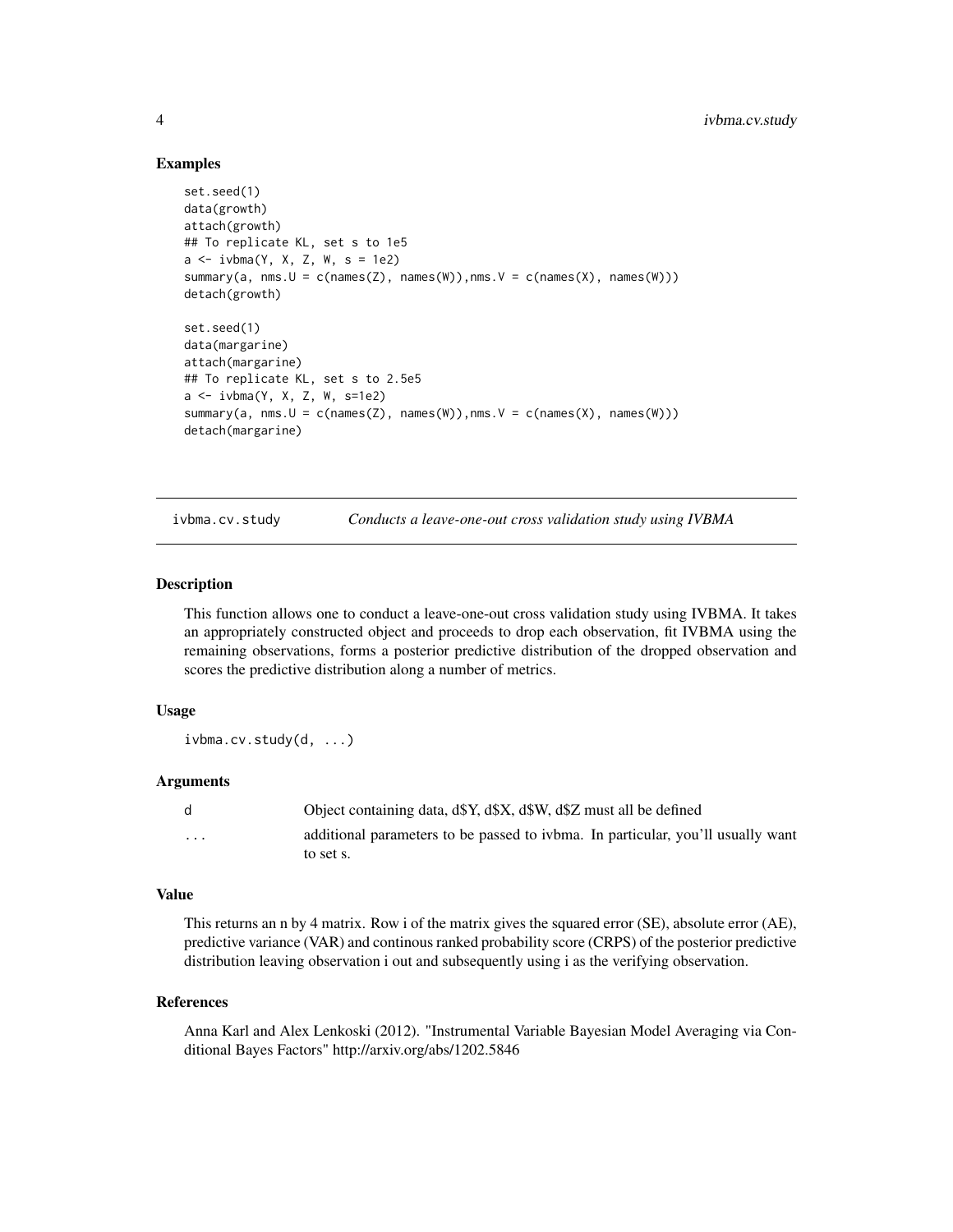## Examples

```
set.seed(1)
data(growth)
attach(growth)
## To replicate KL, set s to 1e5
a <- ivbma(Y, X, Z, W, s = 1e2)
summary(a, nms.U = c(names(Z), names(W)),nms.V = c(names(X), names(W)))
detach(growth)

set.seed(1)
data(margarine)
attach(margarine)
## To replicate KL, set s to 2.5e5
a <- ivbma(Y, X, Z, W, s=1e2)
summary(a, nms.U = c(names(Z), names(W)),nms.V = c(names(X), names(W)))
detach(margarine)
```

---

# ivbma.cv.study — *Conducts a leave-one-out cross validation study using IVBMA*

## Description

This function allows one to conduct a leave-one-out cross validation study using IVBMA. It takes an appropriately constructed object and proceeds to drop each observation, fit IVBMA using the remaining observations, forms a posterior predictive distribution of the dropped observation and scores the predictive distribution along a number of metrics.

## Usage

```
ivbma.cv.study(d, ...)
```

## Arguments

| | |
|---|---|
| `d` | Object containing data, d$Y, d$X, d$W, d$Z must all be defined |
| `...` | additional parameters to be passed to ivbma. In particular, you'll usually want to set s. |

## Value

This returns an n by 4 matrix. Row i of the matrix gives the squared error (SE), absolute error (AE), predictive variance (VAR) and continous ranked probability score (CRPS) of the posterior predictive distribution leaving observation i out and subsequently using i as the verifying observation.

## References

Anna Karl and Alex Lenkoski (2012). "Instrumental Variable Bayesian Model Averaging via Conditional Bayes Factors" http://arxiv.org/abs/1202.5846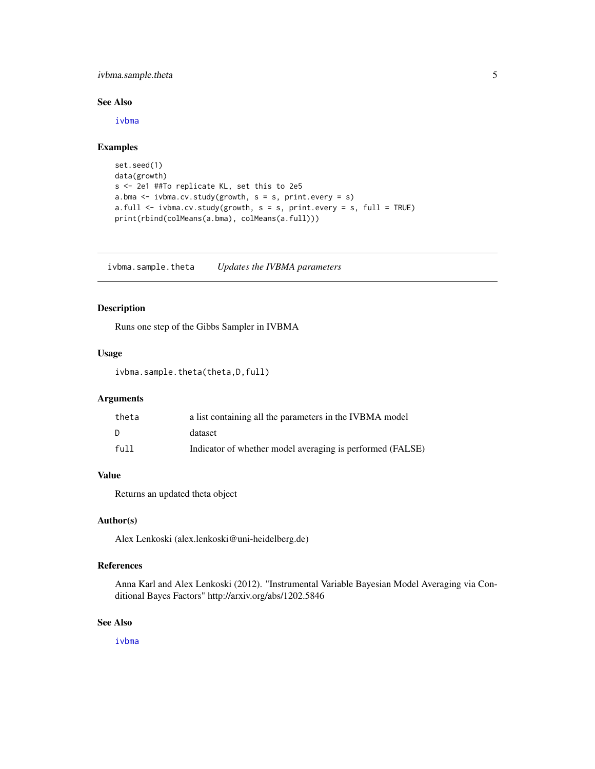## See Also

ivbma

## Examples

```
set.seed(1)
data(growth)
s <- 2e1 ##To replicate KL, set this to 2e5
a.bma <- ivbma.cv.study(growth, s = s, print.every = s)
a.full <- ivbma.cv.study(growth, s = s, print.every = s, full = TRUE)
print(rbind(colMeans(a.bma), colMeans(a.full)))
```

---

# ivbma.sample.theta *Updates the IVBMA parameters*

## Description

Runs one step of the Gibbs Sampler in IVBMA

## Usage

```
ivbma.sample.theta(theta,D,full)
```

## Arguments

| | |
|---|---|
| theta | a list containing all the parameters in the IVBMA model |
| D | dataset |
| full | Indicator of whether model averaging is performed (FALSE) |

## Value

Returns an updated theta object

## Author(s)

Alex Lenkoski (alex.lenkoski@uni-heidelberg.de)

## References

Anna Karl and Alex Lenkoski (2012). "Instrumental Variable Bayesian Model Averaging via Conditional Bayes Factors" http://arxiv.org/abs/1202.5846

## See Also

ivbma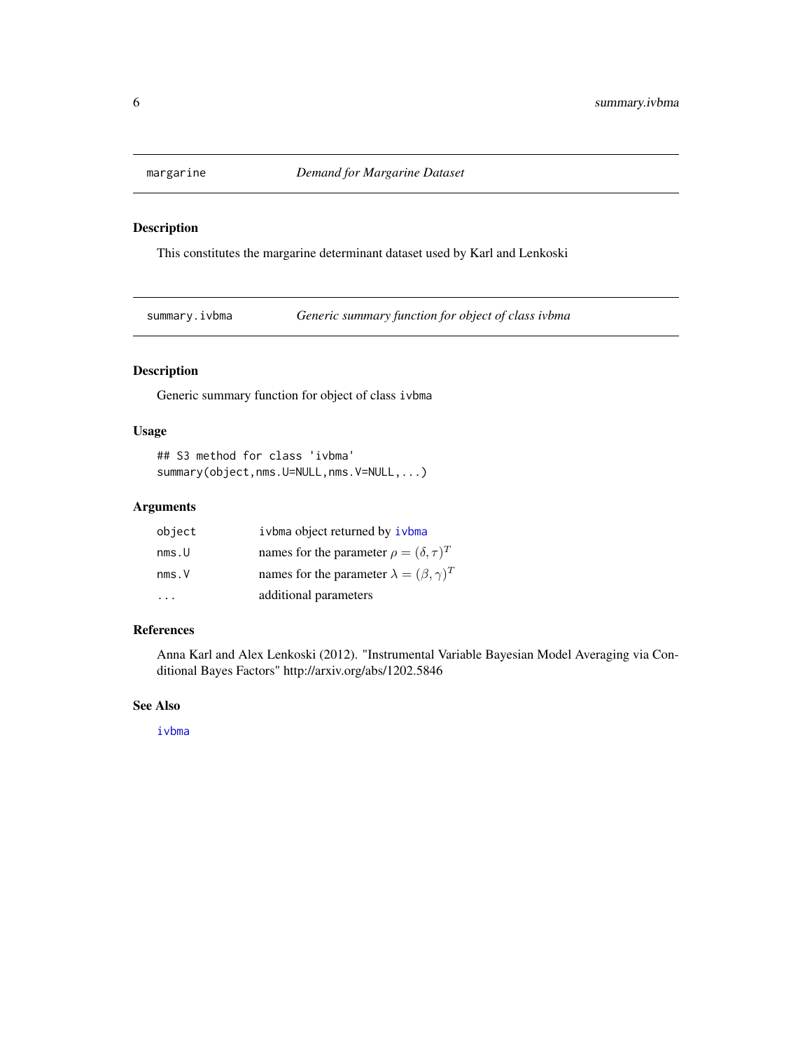## margarine — *Demand for Margarine Dataset*

### Description

This constitutes the margarine determinant dataset used by Karl and Lenkoski

## summary.ivbma — *Generic summary function for object of class ivbma*

### Description

Generic summary function for object of class `ivbma`

### Usage

```
## S3 method for class 'ivbma'
summary(object,nms.U=NULL,nms.V=NULL,...)
```

### Arguments

| | |
|---|---|
| `object` | ivbma object returned by `ivbma` |
| `nms.U` | names for the parameter $\rho = (\delta, \tau)^T$ |
| `nms.V` | names for the parameter $\lambda = (\beta, \gamma)^T$ |
| `...` | additional parameters |

### References

Anna Karl and Alex Lenkoski (2012). "Instrumental Variable Bayesian Model Averaging via Conditional Bayes Factors" http://arxiv.org/abs/1202.5846

### See Also

`ivbma`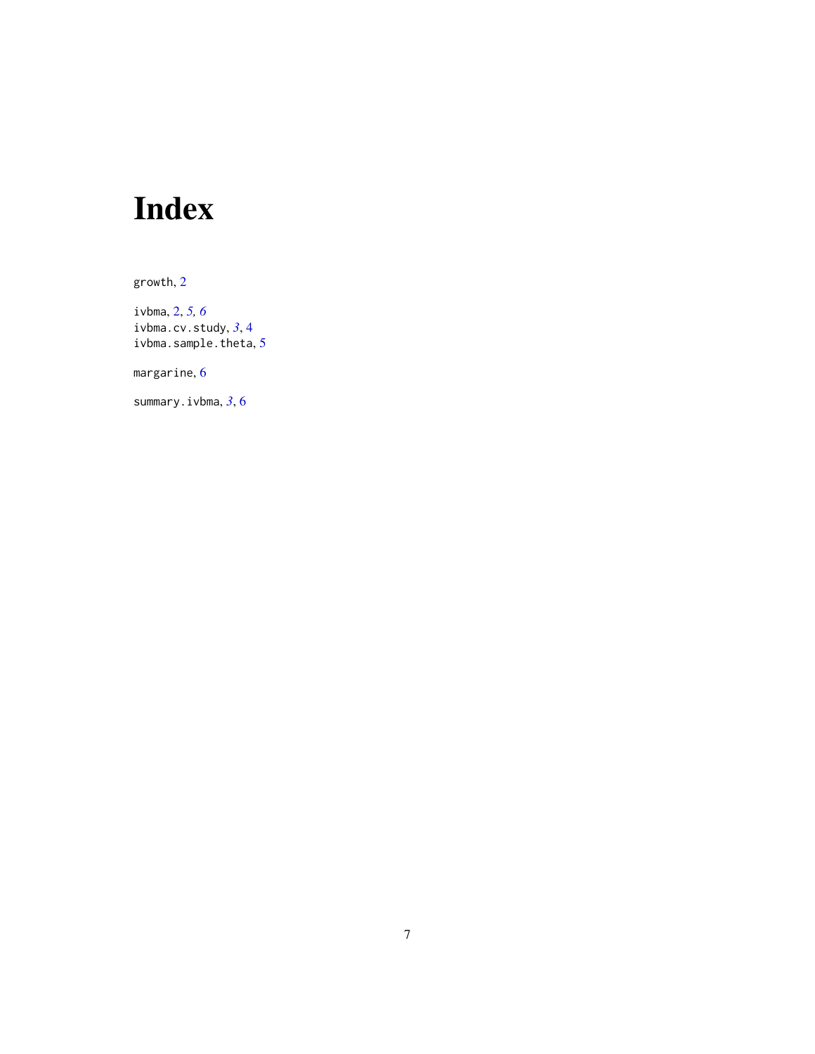# Index

growth, 2

ivbma, 2, *5, 6*
ivbma.cv.study, *3*, 4
ivbma.sample.theta, 5

margarine, 6

summary.ivbma, *3*, 6